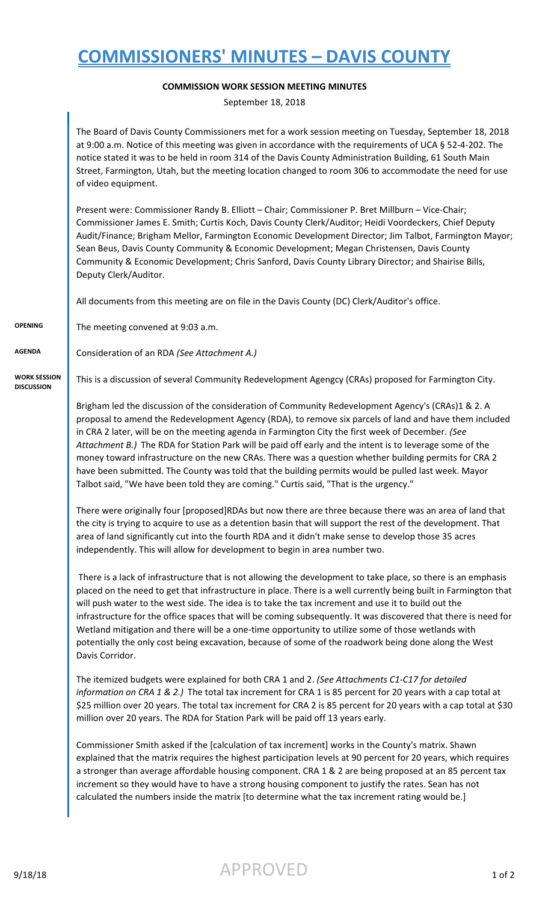# COMMISSIONERS' MINUTES – DAVIS COUNTY

**COMMISSION WORK SESSION MEETING MINUTES**

September 18, 2018

The Board of Davis County Commissioners met for a work session meeting on Tuesday, September 18, 2018 at 9:00 a.m. Notice of this meeting was given in accordance with the requirements of UCA § 52-4-202. The notice stated it was to be held in room 314 of the Davis County Administration Building, 61 South Main Street, Farmington, Utah, but the meeting location changed to room 306 to accommodate the need for use of video equipment.

Present were: Commissioner Randy B. Elliott – Chair; Commissioner P. Bret Millburn – Vice-Chair; Commissioner James E. Smith; Curtis Koch, Davis County Clerk/Auditor; Heidi Voordeckers, Chief Deputy Audit/Finance; Brigham Mellor, Farmington Economic Development Director; Jim Talbot, Farmington Mayor; Sean Beus, Davis County Community & Economic Development; Megan Christensen, Davis County Community & Economic Development; Chris Sanford, Davis County Library Director; and Shairise Bills, Deputy Clerk/Auditor.

All documents from this meeting are on file in the Davis County (DC) Clerk/Auditor's office.

**OPENING**

The meeting convened at 9:03 a.m.

**AGENDA**

Consideration of an RDA *(See Attachment A.)*

**WORK SESSION DISCUSSION**

This is a discussion of several Community Redevelopment Agengcy (CRAs) proposed for Farmington City.

Brigham led the discussion of the consideration of Community Redevelopment Agency's (CRAs)1 & 2. A proposal to amend the Redevelopment Agency (RDA), to remove six parcels of land and have them included in CRA 2 later, will be on the meeting agenda in Farmington City the first week of December. *(See Attachment B.)* The RDA for Station Park will be paid off early and the intent is to leverage some of the money toward infrastructure on the new CRAs. There was a question whether building permits for CRA 2 have been submitted. The County was told that the building permits would be pulled last week. Mayor Talbot said, "We have been told they are coming." Curtis said, "That is the urgency."

There were originally four [proposed]RDAs but now there are three because there was an area of land that the city is trying to acquire to use as a detention basin that will support the rest of the development. That area of land significantly cut into the fourth RDA and it didn't make sense to develop those 35 acres independently. This will allow for development to begin in area number two.

There is a lack of infrastructure that is not allowing the development to take place, so there is an emphasis placed on the need to get that infrastructure in place. There is a well currently being built in Farmington that will push water to the west side. The idea is to take the tax increment and use it to build out the infrastructure for the office spaces that will be coming subsequently. It was discovered that there is need for Wetland mitigation and there will be a one-time opportunity to utilize some of those wetlands with potentially the only cost being excavation, because of some of the roadwork being done along the West Davis Corridor.

The itemized budgets were explained for both CRA 1 and 2. *(See Attachments C1-C17 for detailed information on CRA 1 & 2.)* The total tax increment for CRA 1 is 85 percent for 20 years with a cap total at \$25 million over 20 years. The total tax increment for CRA 2 is 85 percent for 20 years with a cap total at \$30 million over 20 years. The RDA for Station Park will be paid off 13 years early.

Commissioner Smith asked if the [calculation of tax increment] works in the County's matrix. Shawn explained that the matrix requires the highest participation levels at 90 percent for 20 years, which requires a stronger than average affordable housing component. CRA 1 & 2 are being proposed at an 85 percent tax increment so they would have to have a strong housing component to justify the rates. Sean has not calculated the numbers inside the matrix [to determine what the tax increment rating would be.]

APPROVED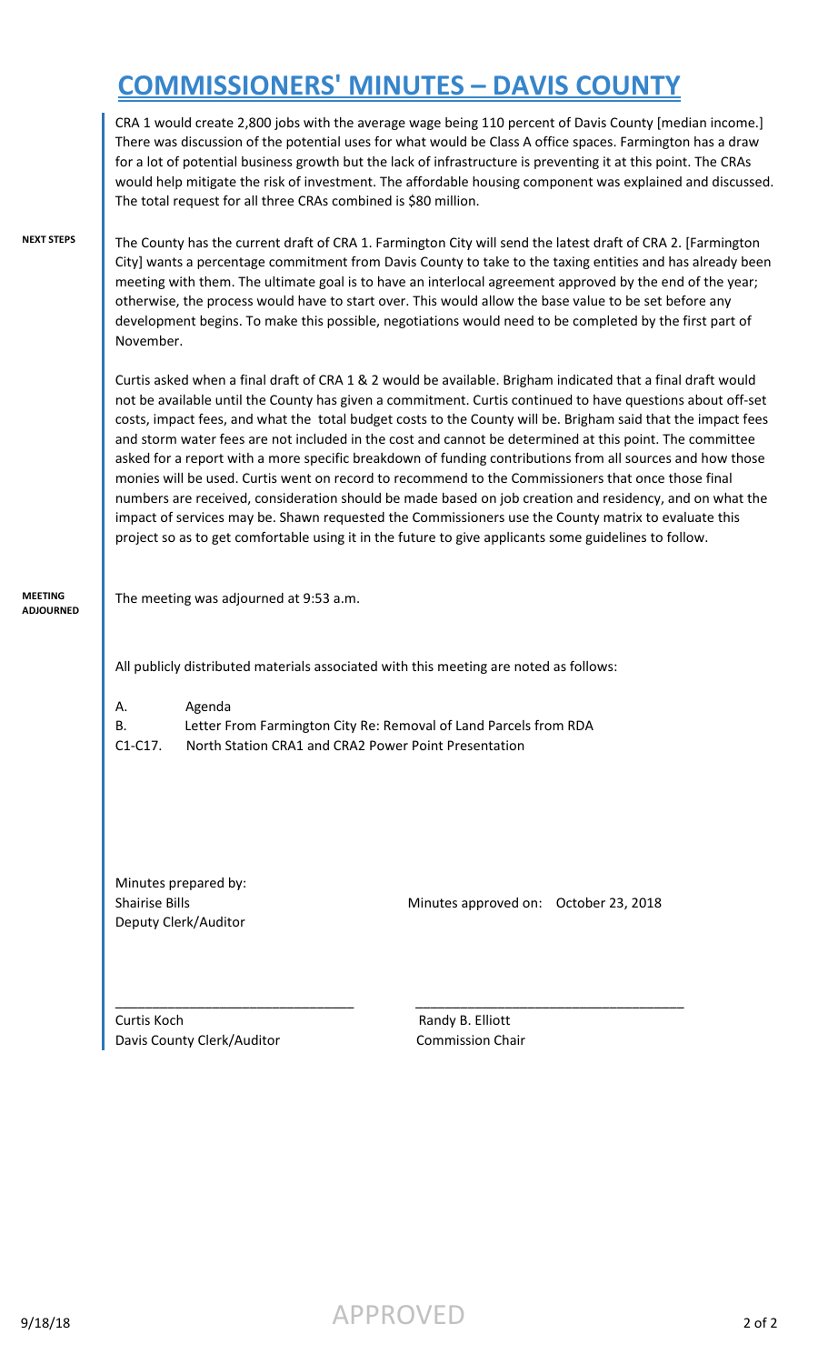# COMMISSIONERS' MINUTES – DAVIS COUNTY

CRA 1 would create 2,800 jobs with the average wage being 110 percent of Davis County [median income.] There was discussion of the potential uses for what would be Class A office spaces. Farmington has a draw for a lot of potential business growth but the lack of infrastructure is preventing it at this point. The CRAs would help mitigate the risk of investment. The affordable housing component was explained and discussed. The total request for all three CRAs combined is $80 million.

**NEXT STEPS**

The County has the current draft of CRA 1. Farmington City will send the latest draft of CRA 2. [Farmington City] wants a percentage commitment from Davis County to take to the taxing entities and has already been meeting with them. The ultimate goal is to have an interlocal agreement approved by the end of the year; otherwise, the process would have to start over. This would allow the base value to be set before any development begins. To make this possible, negotiations would need to be completed by the first part of November.

Curtis asked when a final draft of CRA 1 & 2 would be available. Brigham indicated that a final draft would not be available until the County has given a commitment. Curtis continued to have questions about off-set costs, impact fees, and what the total budget costs to the County will be. Brigham said that the impact fees and storm water fees are not included in the cost and cannot be determined at this point. The committee asked for a report with a more specific breakdown of funding contributions from all sources and how those monies will be used. Curtis went on record to recommend to the Commissioners that once those final numbers are received, consideration should be made based on job creation and residency, and on what the impact of services may be. Shawn requested the Commissioners use the County matrix to evaluate this project so as to get comfortable using it in the future to give applicants some guidelines to follow.

**MEETING ADJOURNED**

The meeting was adjourned at 9:53 a.m.

All publicly distributed materials associated with this meeting are noted as follows:

A. Agenda
B. Letter From Farmington City Re: Removal of Land Parcels from RDA
C1-C17. North Station CRA1 and CRA2 Power Point Presentation

Minutes prepared by:
Shairise Bills
Deputy Clerk/Auditor

Minutes approved on: October 23, 2018

\_\_\_\_\_\_\_\_\_\_\_\_\_\_\_\_\_\_\_\_\_\_\_\_\_\_\_\_\_\_\_\_
Curtis Koch
Davis County Clerk/Auditor

\_\_\_\_\_\_\_\_\_\_\_\_\_\_\_\_\_\_\_\_\_\_\_\_\_\_\_\_\_\_\_\_
Randy B. Elliott
Commission Chair

9/18/18 APPROVED